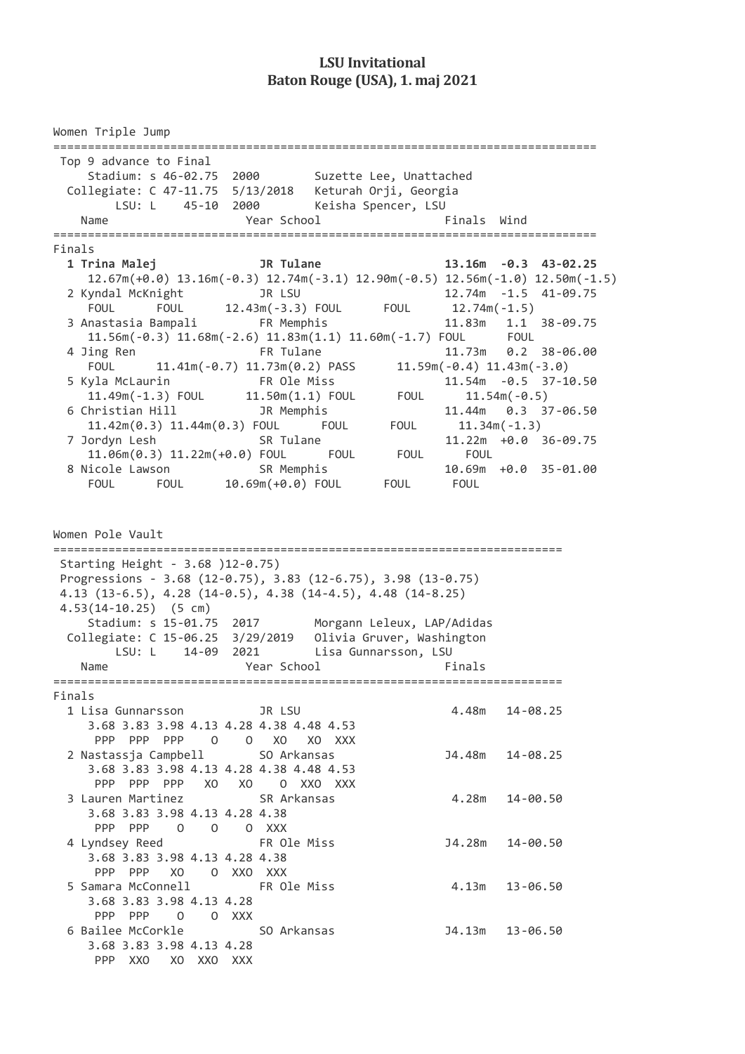# LSU Invitational
## Baton Rouge (USA), 1. maj 2021

```
Women Triple Jump
==============================================================================
 Top 9 advance to Final
     Stadium: s 46-02.75  2000        Suzette Lee, Unattached
   Collegiate: C 47-11.75  5/13/2018   Keturah Orji, Georgia
         LSU: L    45-10  2000        Keisha Spencer, LSU
    Name                    Year School                  Finals  Wind
==============================================================================
Finals
  1 Trina Malej             JR Tulane                  13.16m  -0.3  43-02.25
     12.67m(+0.0) 13.16m(-0.3) 12.74m(-3.1) 12.90m(-0.5) 12.56m(-1.0) 12.50m(-1.5)
  2 Kyndal McKnight         JR LSU                     12.74m  -1.5  41-09.75
     FOUL      FOUL      12.43m(-3.3) FOUL      FOUL      12.74m(-1.5)
  3 Anastasia Bampali       FR Memphis                 11.83m   1.1  38-09.75
     11.56m(-0.3) 11.68m(-2.6) 11.83m(1.1) 11.60m(-1.7) FOUL      FOUL
  4 Jing Ren                FR Tulane                  11.73m   0.2  38-06.00
     FOUL      11.41m(-0.7) 11.73m(0.2) PASS      11.59m(-0.4) 11.43m(-3.0)
  5 Kyla McLaurin           FR Ole Miss                11.54m  -0.5  37-10.50
     11.49m(-1.3) FOUL      11.50m(1.1) FOUL      FOUL      11.54m(-0.5)
  6 Christian Hill          JR Memphis                 11.44m   0.3  37-06.50
     11.42m(0.3) 11.44m(0.3) FOUL      FOUL      FOUL      11.34m(-1.3)
  7 Jordyn Lesh             SR Tulane                  11.22m  +0.0  36-09.75
     11.06m(0.3) 11.22m(+0.0) FOUL      FOUL      FOUL      FOUL
  8 Nicole Lawson           SR Memphis                 10.69m  +0.0  35-01.00
     FOUL      FOUL      10.69m(+0.0) FOUL      FOUL      FOUL


Women Pole Vault
=========================================================================
 Starting Height - 3.68 )12-0.75)
 Progressions - 3.68 (12-0.75), 3.83 (12-6.75), 3.98 (13-0.75)
 4.13 (13-6.5), 4.28 (14-0.5), 4.38 (14-4.5), 4.48 (14-8.25)
 4.53(14-10.25)  (5 cm)
     Stadium: s 15-01.75  2017        Morgann Leleux, LAP/Adidas
   Collegiate: C 15-06.25  3/29/2019   Olivia Gruver, Washington
         LSU: L    14-09  2021        Lisa Gunnarsson, LSU
    Name                    Year School                  Finals
=========================================================================
Finals
  1 Lisa Gunnarsson         JR LSU                      4.48m   14-08.25
     3.68 3.83 3.98 4.13 4.28 4.38 4.48 4.53
      PPP  PPP  PPP    O    O   XO   XO  XXX
  2 Nastassja Campbell      SO Arkansas                J4.48m   14-08.25
     3.68 3.83 3.98 4.13 4.28 4.38 4.48 4.53
      PPP  PPP  PPP   XO   XO    O  XXO  XXX
  3 Lauren Martinez         SR Arkansas                 4.28m   14-00.50
     3.68 3.83 3.98 4.13 4.28 4.38
      PPP  PPP    O    O    O  XXX
  4 Lyndsey Reed            FR Ole Miss                J4.28m   14-00.50
     3.68 3.83 3.98 4.13 4.28 4.38
      PPP  PPP   XO    O  XXO  XXX
  5 Samara McConnell        FR Ole Miss                 4.13m   13-06.50
     3.68 3.83 3.98 4.13 4.28
      PPP  PPP    O    O  XXX
  6 Bailee McCorkle         SO Arkansas                J4.13m   13-06.50
     3.68 3.83 3.98 4.13 4.28
      PPP  XXO   XO  XXO  XXX
```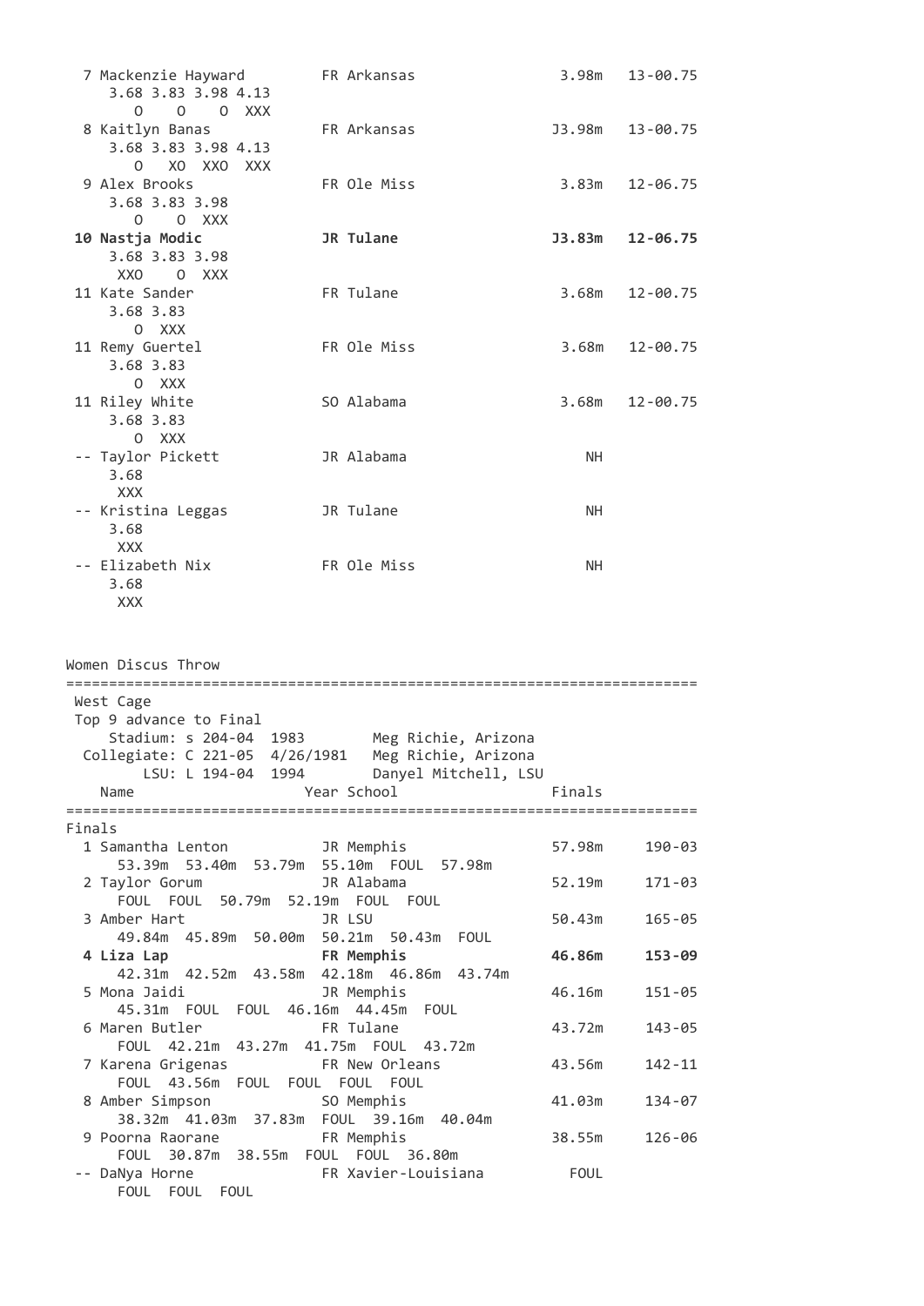```
  7 Mackenzie Hayward        FR Arkansas                3.98m   13-00.75
     3.68 3.83 3.98 4.13
       O    O    O  XXX
  8 Kaitlyn Banas            FR Arkansas               J3.98m   13-00.75
     3.68 3.83 3.98 4.13
       O   XO  XXO  XXX
  9 Alex Brooks              FR Ole Miss                3.83m   12-06.75
     3.68 3.83 3.98
       O    O  XXX
```

**10 Nastja Modic JR Tulane J3.83m 12-06.75**

```
     3.68 3.83 3.98
      XXO    O  XXX
 11 Kate Sander              FR Tulane                  3.68m   12-00.75
     3.68 3.83
       O  XXX
 11 Remy Guertel             FR Ole Miss                3.68m   12-00.75
     3.68 3.83
       O  XXX
 11 Riley White              SO Alabama                 3.68m   12-00.75
     3.68 3.83
       O  XXX
 -- Taylor Pickett           JR Alabama                    NH
     3.68
      XXX
 -- Kristina Leggas          JR Tulane                     NH
     3.68
      XXX
 -- Elizabeth Nix            FR Ole Miss                   NH
     3.68
      XXX
```

Women Discus Throw

```
=========================================================================
 West Cage
 Top 9 advance to Final
     Stadium: s 204-04  1983       Meg Richie, Arizona
  Collegiate: C 221-05  4/26/1981  Meg Richie, Arizona
         LSU: L 194-04  1994       Danyel Mitchell, LSU
    Name                    Year School                  Finals
=========================================================================
Finals
  1 Samantha Lenton          JR Memphis                57.98m     190-03
      53.39m  53.40m  53.79m  55.10m  FOUL  57.98m
  2 Taylor Gorum             JR Alabama                52.19m     171-03
      FOUL  FOUL  50.79m  52.19m  FOUL  FOUL
  3 Amber Hart               JR LSU                    50.43m     165-05
      49.84m  45.89m  50.00m  50.21m  50.43m  FOUL
```

**4 Liza Lap FR Memphis 46.86m 153-09**

```
      42.31m  42.52m  43.58m  42.18m  46.86m  43.74m
  5 Mona Jaidi               JR Memphis                46.16m     151-05
      45.31m  FOUL  FOUL  46.16m  44.45m  FOUL
  6 Maren Butler             FR Tulane                 43.72m     143-05
      FOUL  42.21m  43.27m  41.75m  FOUL  43.72m
  7 Karena Grigenas          FR New Orleans            43.56m     142-11
      FOUL  43.56m  FOUL  FOUL  FOUL  FOUL
  8 Amber Simpson            SO Memphis                41.03m     134-07
      38.32m  41.03m  37.83m  FOUL  39.16m  40.04m
  9 Poorna Raorane           FR Memphis                38.55m     126-06
      FOUL  30.87m  38.55m  FOUL  FOUL  36.80m
 -- DaNya Horne              FR Xavier-Louisiana         FOUL
      FOUL  FOUL  FOUL
```